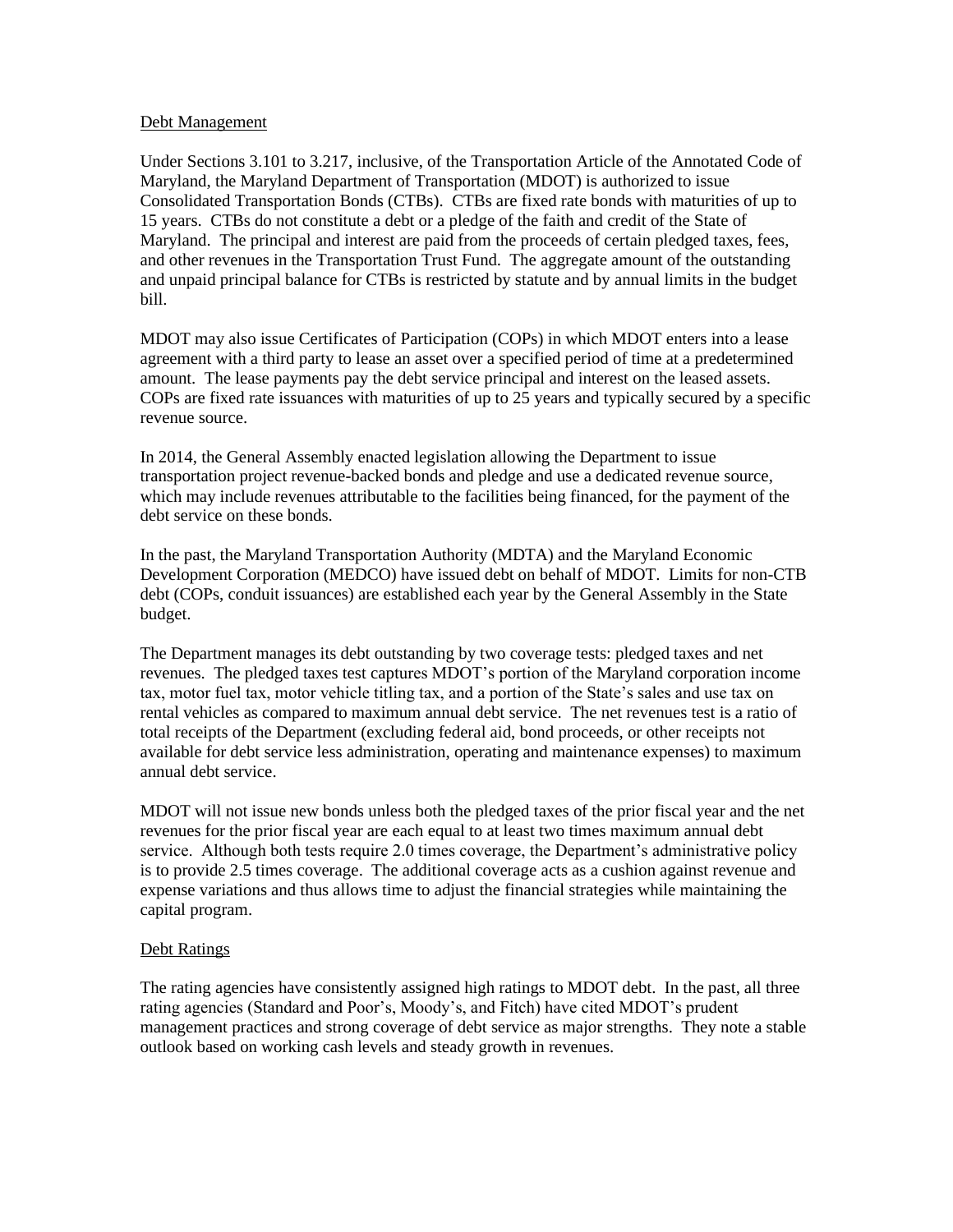## Debt Management

Under Sections 3.101 to 3.217, inclusive, of the Transportation Article of the Annotated Code of Maryland, the Maryland Department of Transportation (MDOT) is authorized to issue Consolidated Transportation Bonds (CTBs). CTBs are fixed rate bonds with maturities of up to 15 years. CTBs do not constitute a debt or a pledge of the faith and credit of the State of Maryland. The principal and interest are paid from the proceeds of certain pledged taxes, fees, and other revenues in the Transportation Trust Fund. The aggregate amount of the outstanding and unpaid principal balance for CTBs is restricted by statute and by annual limits in the budget bill.

MDOT may also issue Certificates of Participation (COPs) in which MDOT enters into a lease agreement with a third party to lease an asset over a specified period of time at a predetermined amount. The lease payments pay the debt service principal and interest on the leased assets. COPs are fixed rate issuances with maturities of up to 25 years and typically secured by a specific revenue source.

In 2014, the General Assembly enacted legislation allowing the Department to issue transportation project revenue-backed bonds and pledge and use a dedicated revenue source, which may include revenues attributable to the facilities being financed, for the payment of the debt service on these bonds.

In the past, the Maryland Transportation Authority (MDTA) and the Maryland Economic Development Corporation (MEDCO) have issued debt on behalf of MDOT. Limits for non-CTB debt (COPs, conduit issuances) are established each year by the General Assembly in the State budget.

The Department manages its debt outstanding by two coverage tests: pledged taxes and net revenues. The pledged taxes test captures MDOT's portion of the Maryland corporation income tax, motor fuel tax, motor vehicle titling tax, and a portion of the State's sales and use tax on rental vehicles as compared to maximum annual debt service. The net revenues test is a ratio of total receipts of the Department (excluding federal aid, bond proceeds, or other receipts not available for debt service less administration, operating and maintenance expenses) to maximum annual debt service.

MDOT will not issue new bonds unless both the pledged taxes of the prior fiscal year and the net revenues for the prior fiscal year are each equal to at least two times maximum annual debt service. Although both tests require 2.0 times coverage, the Department's administrative policy is to provide 2.5 times coverage. The additional coverage acts as a cushion against revenue and expense variations and thus allows time to adjust the financial strategies while maintaining the capital program.

## Debt Ratings

The rating agencies have consistently assigned high ratings to MDOT debt. In the past, all three rating agencies (Standard and Poor's, Moody's, and Fitch) have cited MDOT's prudent management practices and strong coverage of debt service as major strengths. They note a stable outlook based on working cash levels and steady growth in revenues.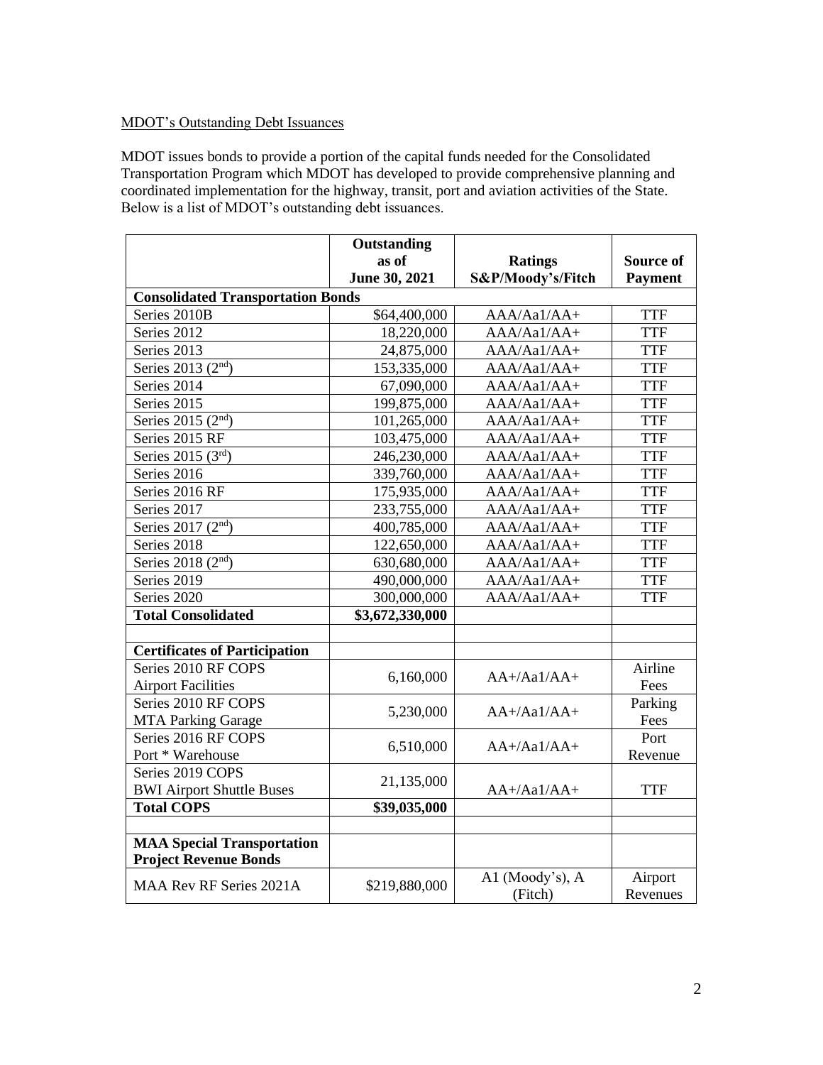MDOT's Outstanding Debt Issuances

MDOT issues bonds to provide a portion of the capital funds needed for the Consolidated Transportation Program which MDOT has developed to provide comprehensive planning and coordinated implementation for the highway, transit, port and aviation activities of the State. Below is a list of MDOT's outstanding debt issuances.

| | Outstanding as of June 30, 2021 | Ratings S&P/Moody's/Fitch | Source of Payment |
|---|---|---|---|
| **Consolidated Transportation Bonds** | | | |
| Series 2010B | $64,400,000 | AAA/Aa1/AA+ | TTF |
| Series 2012 | 18,220,000 | AAA/Aa1/AA+ | TTF |
| Series 2013 | 24,875,000 | AAA/Aa1/AA+ | TTF |
| Series 2013 (2nd) | 153,335,000 | AAA/Aa1/AA+ | TTF |
| Series 2014 | 67,090,000 | AAA/Aa1/AA+ | TTF |
| Series 2015 | 199,875,000 | AAA/Aa1/AA+ | TTF |
| Series 2015 (2nd) | 101,265,000 | AAA/Aa1/AA+ | TTF |
| Series 2015 RF | 103,475,000 | AAA/Aa1/AA+ | TTF |
| Series 2015 (3rd) | 246,230,000 | AAA/Aa1/AA+ | TTF |
| Series 2016 | 339,760,000 | AAA/Aa1/AA+ | TTF |
| Series 2016 RF | 175,935,000 | AAA/Aa1/AA+ | TTF |
| Series 2017 | 233,755,000 | AAA/Aa1/AA+ | TTF |
| Series 2017 (2nd) | 400,785,000 | AAA/Aa1/AA+ | TTF |
| Series 2018 | 122,650,000 | AAA/Aa1/AA+ | TTF |
| Series 2018 (2nd) | 630,680,000 | AAA/Aa1/AA+ | TTF |
| Series 2019 | 490,000,000 | AAA/Aa1/AA+ | TTF |
| Series 2020 | 300,000,000 | AAA/Aa1/AA+ | TTF |
| **Total Consolidated** | **$3,672,330,000** | | |
| | | | |
| **Certificates of Participation** | | | |
| Series 2010 RF COPS Airport Facilities | 6,160,000 | AA+/Aa1/AA+ | Airline Fees |
| Series 2010 RF COPS MTA Parking Garage | 5,230,000 | AA+/Aa1/AA+ | Parking Fees |
| Series 2016 RF COPS Port * Warehouse | 6,510,000 | AA+/Aa1/AA+ | Port Revenue |
| Series 2019 COPS BWI Airport Shuttle Buses | 21,135,000 | AA+/Aa1/AA+ | TTF |
| **Total COPS** | **$39,035,000** | | |
| | | | |
| **MAA Special Transportation Project Revenue Bonds** | | | |
| MAA Rev RF Series 2021A | $219,880,000 | A1 (Moody's), A (Fitch) | Airport Revenues |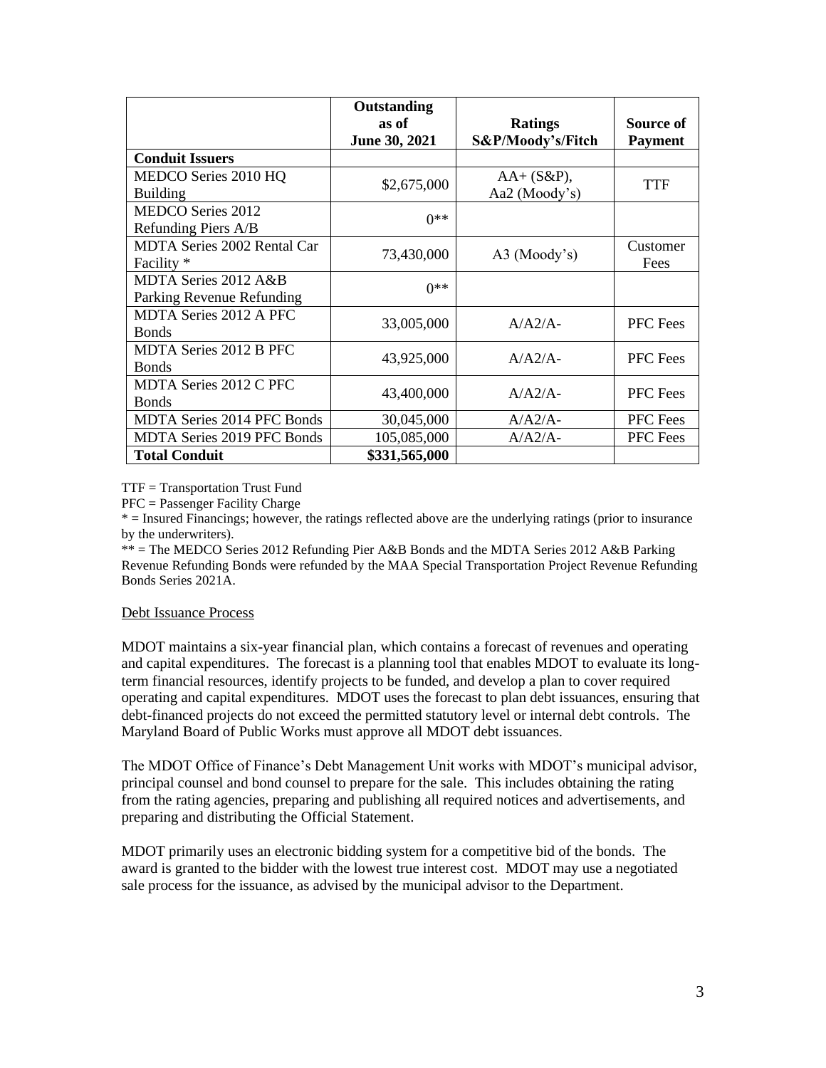| | Outstanding as of June 30, 2021 | Ratings S&P/Moody's/Fitch | Source of Payment |
|---|---|---|---|
| **Conduit Issuers** | | | |
| MEDCO Series 2010 HQ Building | $2,675,000 | AA+ (S&P), Aa2 (Moody's) | TTF |
| MEDCO Series 2012 Refunding Piers A/B | 0** | | |
| MDTA Series 2002 Rental Car Facility * | 73,430,000 | A3 (Moody's) | Customer Fees |
| MDTA Series 2012 A&B Parking Revenue Refunding | 0** | | |
| MDTA Series 2012 A PFC Bonds | 33,005,000 | A/A2/A- | PFC Fees |
| MDTA Series 2012 B PFC Bonds | 43,925,000 | A/A2/A- | PFC Fees |
| MDTA Series 2012 C PFC Bonds | 43,400,000 | A/A2/A- | PFC Fees |
| MDTA Series 2014 PFC Bonds | 30,045,000 | A/A2/A- | PFC Fees |
| MDTA Series 2019 PFC Bonds | 105,085,000 | A/A2/A- | PFC Fees |
| **Total Conduit** | **$331,565,000** | | |

TTF = Transportation Trust Fund

PFC = Passenger Facility Charge

* = Insured Financings; however, the ratings reflected above are the underlying ratings (prior to insurance by the underwriters).

** = The MEDCO Series 2012 Refunding Pier A&B Bonds and the MDTA Series 2012 A&B Parking Revenue Refunding Bonds were refunded by the MAA Special Transportation Project Revenue Refunding Bonds Series 2021A.

Debt Issuance Process

MDOT maintains a six-year financial plan, which contains a forecast of revenues and operating and capital expenditures. The forecast is a planning tool that enables MDOT to evaluate its long-term financial resources, identify projects to be funded, and develop a plan to cover required operating and capital expenditures. MDOT uses the forecast to plan debt issuances, ensuring that debt-financed projects do not exceed the permitted statutory level or internal debt controls. The Maryland Board of Public Works must approve all MDOT debt issuances.

The MDOT Office of Finance's Debt Management Unit works with MDOT's municipal advisor, principal counsel and bond counsel to prepare for the sale. This includes obtaining the rating from the rating agencies, preparing and publishing all required notices and advertisements, and preparing and distributing the Official Statement.

MDOT primarily uses an electronic bidding system for a competitive bid of the bonds. The award is granted to the bidder with the lowest true interest cost. MDOT may use a negotiated sale process for the issuance, as advised by the municipal advisor to the Department.